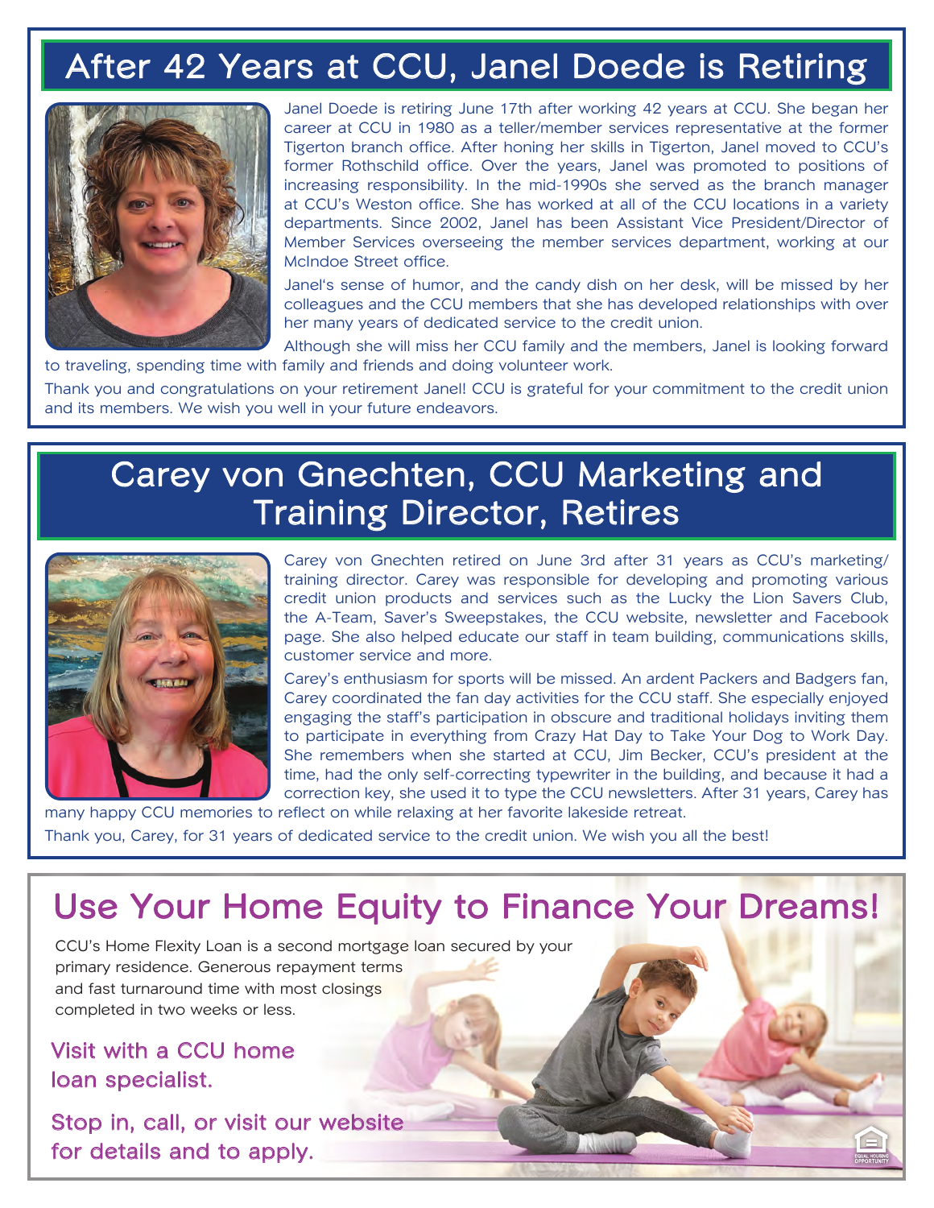# After 42 Years at CCU, Janel Doede is Retiring

Janel Doede is retiring June 17th after working 42 years at CCU. She began her career at CCU in 1980 as a teller/member services representative at the former Tigerton branch office. After honing her skills in Tigerton, Janel moved to CCU's former Rothschild office. Over the years, Janel was promoted to positions of increasing responsibility. In the mid-1990s she served as the branch manager at CCU's Weston office. She has worked at all of the CCU locations in a variety departments. Since 2002, Janel has been Assistant Vice President/Director of Member Services overseeing the member services department, working at our McIndoe Street office.

Janel's sense of humor, and the candy dish on her desk, will be missed by her colleagues and the CCU members that she has developed relationships with over her many years of dedicated service to the credit union.

Although she will miss her CCU family and the members, Janel is looking forward to traveling, spending time with family and friends and doing volunteer work.

Thank you and congratulations on your retirement Janel! CCU is grateful for your commitment to the credit union and its members. We wish you well in your future endeavors.

# Carey von Gnechten, CCU Marketing and Training Director, Retires

Carey von Gnechten retired on June 3rd after 31 years as CCU's marketing/training director. Carey was responsible for developing and promoting various credit union products and services such as the Lucky the Lion Savers Club, the A-Team, Saver's Sweepstakes, the CCU website, newsletter and Facebook page. She also helped educate our staff in team building, communications skills, customer service and more.

Carey's enthusiasm for sports will be missed. An ardent Packers and Badgers fan, Carey coordinated the fan day activities for the CCU staff. She especially enjoyed engaging the staff's participation in obscure and traditional holidays inviting them to participate in everything from Crazy Hat Day to Take Your Dog to Work Day. She remembers when she started at CCU, Jim Becker, CCU's president at the time, had the only self-correcting typewriter in the building, and because it had a correction key, she used it to type the CCU newsletters. After 31 years, Carey has many happy CCU memories to reflect on while relaxing at her favorite lakeside retreat.

Thank you, Carey, for 31 years of dedicated service to the credit union. We wish you all the best!

# Use Your Home Equity to Finance Your Dreams!

CCU's Home Flexity Loan is a second mortgage loan secured by your primary residence. Generous repayment terms and fast turnaround time with most closings completed in two weeks or less.

**Visit with a CCU home loan specialist.**

**Stop in, call, or visit our website for details and to apply.**

EQUAL HOUSING OPPORTUNITY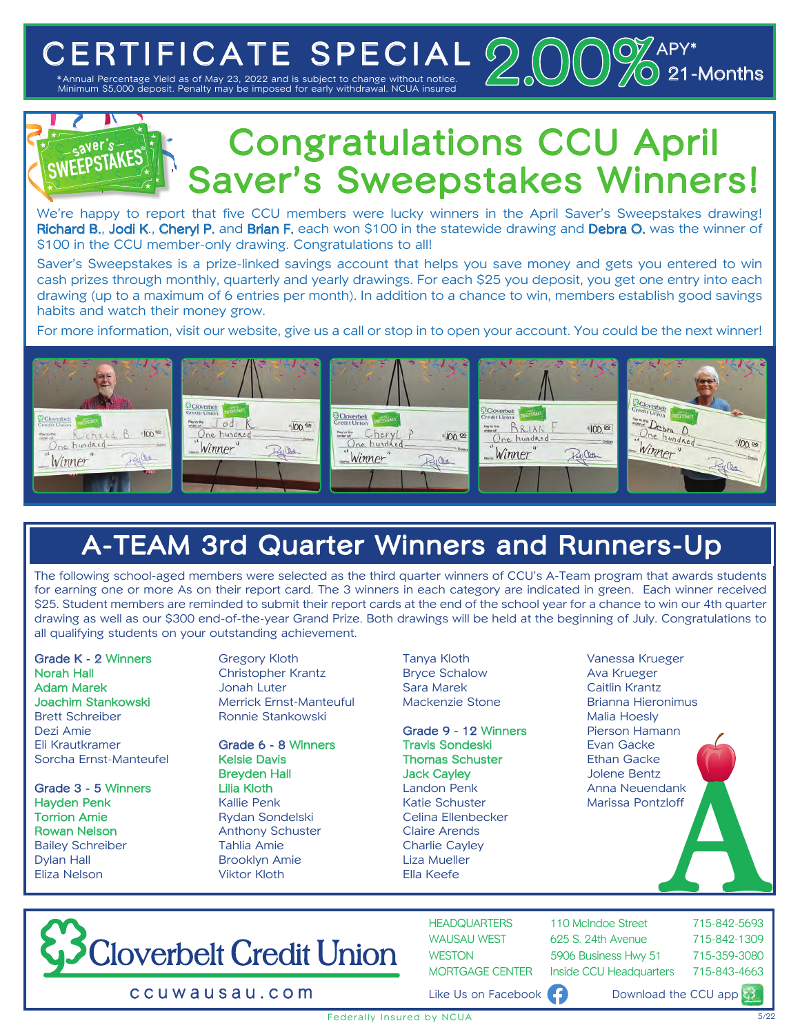# CERTIFICATE SPECIAL 2.00% APY* 21-Months

*Annual Percentage Yield as of May 23, 2022 and is subject to change without notice. Minimum $5,000 deposit. Penalty may be imposed for early withdrawal. NCUA insured

## Congratulations CCU April Saver's Sweepstakes Winners!

We're happy to report that five CCU members were lucky winners in the April Saver's Sweepstakes drawing! **Richard B.**, **Jodi K.**, **Cheryl P.** and **Brian F.** each won $100 in the statewide drawing and **Debra O.** was the winner of $100 in the CCU member-only drawing. Congratulations to all!

Saver's Sweepstakes is a prize-linked savings account that helps you save money and gets you entered to win cash prizes through monthly, quarterly and yearly drawings. For each $25 you deposit, you get one entry into each drawing (up to a maximum of 6 entries per month). In addition to a chance to win, members establish good savings habits and watch their money grow.

For more information, visit our website, give us a call or stop in to open your account. You could be the next winner!

## A-TEAM 3rd Quarter Winners and Runners-Up

The following school-aged members were selected as the third quarter winners of CCU's A-Team program that awards students for earning one or more As on their report card. The 3 winners in each category are indicated in green. Each winner received $25. Student members are reminded to submit their report cards at the end of the school year for a chance to win our 4th quarter drawing as well as our $300 end-of-the-year Grand Prize. Both drawings will be held at the beginning of July. Congratulations to all qualifying students on your outstanding achievement.

**Grade K - 2 Winners**
- **Norah Hall**
- **Adam Marek**
- **Joachim Stankowski**
- Brett Schreiber
- Dezi Amie
- Eli Krautkramer
- Sorcha Ernst-Manteufel

**Grade 3 - 5 Winners**
- **Hayden Penk**
- **Torrion Amie**
- **Rowan Nelson**
- Bailey Schreiber
- Dylan Hall
- Eliza Nelson
- Gregory Kloth
- Christopher Krantz
- Jonah Luter
- Merrick Ernst-Manteuful
- Ronnie Stankowski

**Grade 6 - 8 Winners**
- **Kelsie Davis**
- **Breyden Hall**
- **Lilia Kloth**
- Kallie Penk
- Rydan Sondelski
- Anthony Schuster
- Tahlia Amie
- Brooklyn Amie
- Viktor Kloth
- Tanya Kloth
- Bryce Schalow
- Sara Marek
- Mackenzie Stone

**Grade 9 - 12 Winners**
- **Travis Sondeski**
- **Thomas Schuster**
- **Jack Cayley**
- Landon Penk
- Katie Schuster
- Celina Ellenbecker
- Claire Arends
- Charlie Cayley
- Liza Mueller
- Ella Keefe
- Vanessa Krueger
- Ava Krueger
- Caitlin Krantz
- Brianna Hieronimus
- Malia Hoesly
- Pierson Hamann
- Evan Gacke
- Ethan Gacke
- Jolene Bentz
- Anna Neuendank
- Marissa Pontzloff

**Cloverbelt Credit Union**
ccuwausau.com

| | | |
|---|---|---|
| HEADQUARTERS | 110 McIndoe Street | 715-842-5693 |
| WAUSAU WEST | 625 S. 24th Avenue | 715-842-1309 |
| WESTON | 5906 Business Hwy 51 | 715-359-3080 |
| MORTGAGE CENTER | Inside CCU Headquarters | 715-843-4663 |

Like Us on Facebook — Download the CCU app

Federally Insured by NCUA